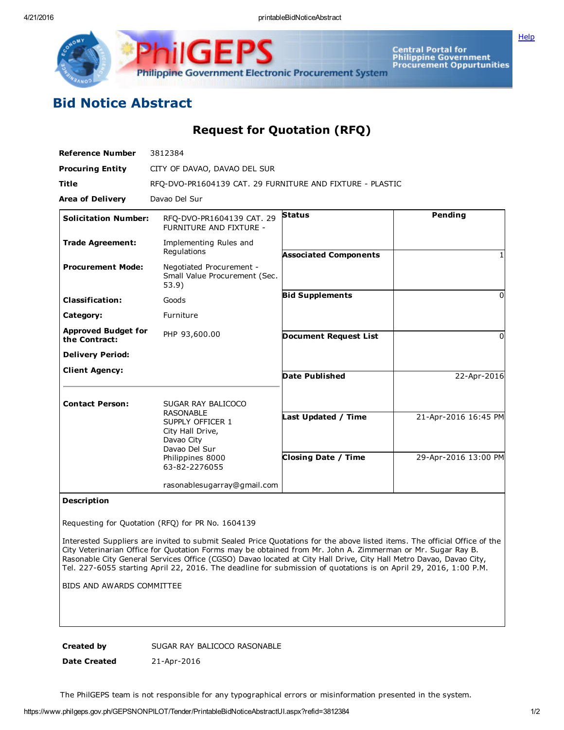# Bid Notice Abstract

## Request for Quotation (RFQ)

**Reference Number** 3812384

**Procuring Entity** CITY OF DAVAO, DAVAO DEL SUR

**Title** RFQ-DVO-PR1604139 CAT. 29 FURNITURE AND FIXTURE - PLASTIC

**Area of Delivery** Davao Del Sur

| | | | |
|---|---|---|---|
| **Solicitation Number:** | RFQ-DVO-PR1604139 CAT. 29 FURNITURE AND FIXTURE - | **Status** | Pending |
| **Trade Agreement:** | Implementing Rules and Regulations | **Associated Components** | 1 |
| **Procurement Mode:** | Negotiated Procurement - Small Value Procurement (Sec. 53.9) | **Bid Supplements** | 0 |
| **Classification:** | Goods | **Document Request List** | 0 |
| **Category:** | Furniture | **Date Published** | 22-Apr-2016 |
| **Approved Budget for the Contract:** | PHP 93,600.00 | **Last Updated / Time** | 21-Apr-2016 16:45 PM |
| **Delivery Period:** | | **Closing Date / Time** | 29-Apr-2016 13:00 PM |
| **Client Agency:** | | | |
| **Contact Person:** | SUGAR RAY BALICOCO RASONABLE<br>SUPPLY OFFICER 1<br>City Hall Drive,<br>Davao City<br>Davao Del Sur<br>Philippines 8000<br>63-82-2276055<br><br>rasonablesugarray@gmail.com | | |

**Description**

Requesting for Quotation (RFQ) for PR No. 1604139

Interested Suppliers are invited to submit Sealed Price Quotations for the above listed items. The official Office of the City Veterinarian Office for Quotation Forms may be obtained from Mr. John A. Zimmerman or Mr. Sugar Ray B. Rasonable City General Services Office (CGSO) Davao located at City Hall Drive, City Hall Metro Davao, Davao City, Tel. 227-6055 starting April 22, 2016. The deadline for submission of quotations is on April 29, 2016, 1:00 P.M.

BIDS AND AWARDS COMMITTEE

**Created by** SUGAR RAY BALICOCO RASONABLE

**Date Created** 21-Apr-2016

The PhilGEPS team is not responsible for any typographical errors or misinformation presented in the system.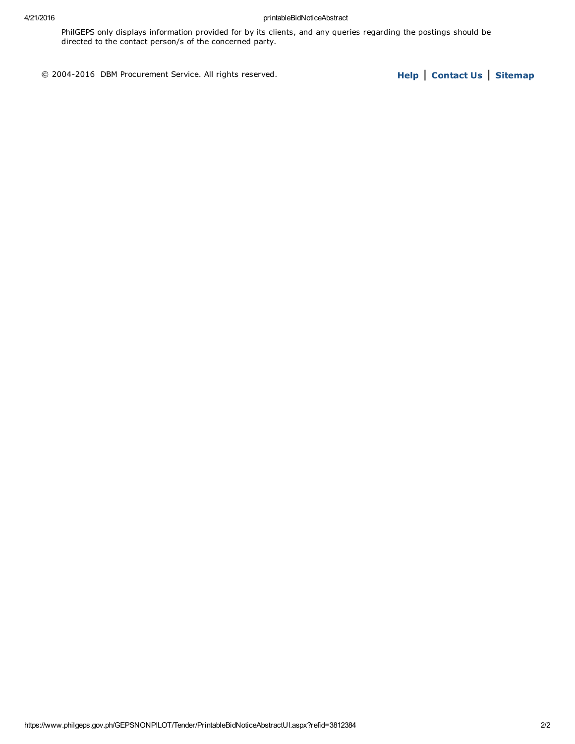PhilGEPS only displays information provided for by its clients, and any queries regarding the postings should be directed to the contact person/s of the concerned party.

© 2004-2016 DBM Procurement Service. All rights reserved.

**Help** | **Contact Us** | **Sitemap**